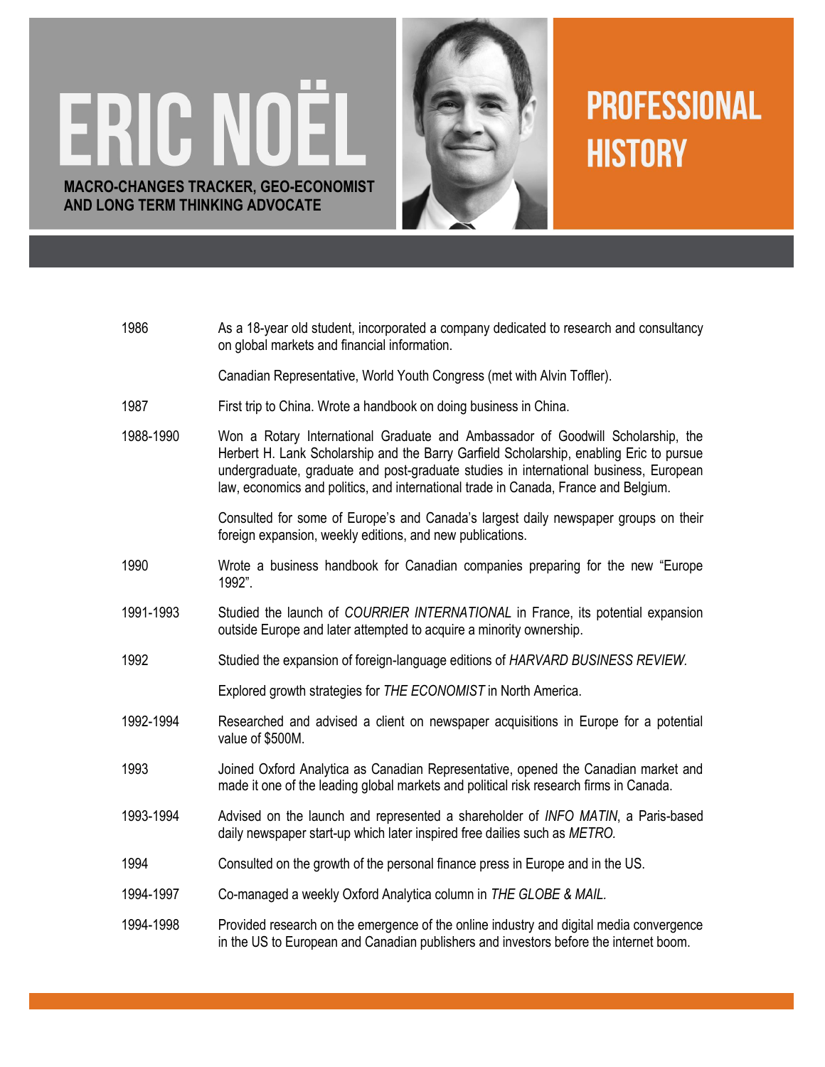# ERIC NOËL

**MACRO-CHANGES TRACKER, GEO-ECONOMIST AND LONG TERM THINKING ADVOCATE**

# PROFESSIONAL HISTORY

| | |
|---|---|
| 1986 | As a 18-year old student, incorporated a company dedicated to research and consultancy on global markets and financial information. |
| | Canadian Representative, World Youth Congress (met with Alvin Toffler). |
| 1987 | First trip to China. Wrote a handbook on doing business in China. |
| 1988-1990 | Won a Rotary International Graduate and Ambassador of Goodwill Scholarship, the Herbert H. Lank Scholarship and the Barry Garfield Scholarship, enabling Eric to pursue undergraduate, graduate and post-graduate studies in international business, European law, economics and politics, and international trade in Canada, France and Belgium. |
| | Consulted for some of Europe's and Canada's largest daily newspaper groups on their foreign expansion, weekly editions, and new publications. |
| 1990 | Wrote a business handbook for Canadian companies preparing for the new "Europe 1992". |
| 1991-1993 | Studied the launch of *COURRIER INTERNATIONAL* in France, its potential expansion outside Europe and later attempted to acquire a minority ownership. |
| 1992 | Studied the expansion of foreign-language editions of *HARVARD BUSINESS REVIEW*. |
| | Explored growth strategies for *THE ECONOMIST* in North America. |
| 1992-1994 | Researched and advised a client on newspaper acquisitions in Europe for a potential value of $500M. |
| 1993 | Joined Oxford Analytica as Canadian Representative, opened the Canadian market and made it one of the leading global markets and political risk research firms in Canada. |
| 1993-1994 | Advised on the launch and represented a shareholder of *INFO MATIN*, a Paris-based daily newspaper start-up which later inspired free dailies such as *METRO.* |
| 1994 | Consulted on the growth of the personal finance press in Europe and in the US. |
| 1994-1997 | Co-managed a weekly Oxford Analytica column in *THE GLOBE & MAIL*. |
| 1994-1998 | Provided research on the emergence of the online industry and digital media convergence in the US to European and Canadian publishers and investors before the internet boom. |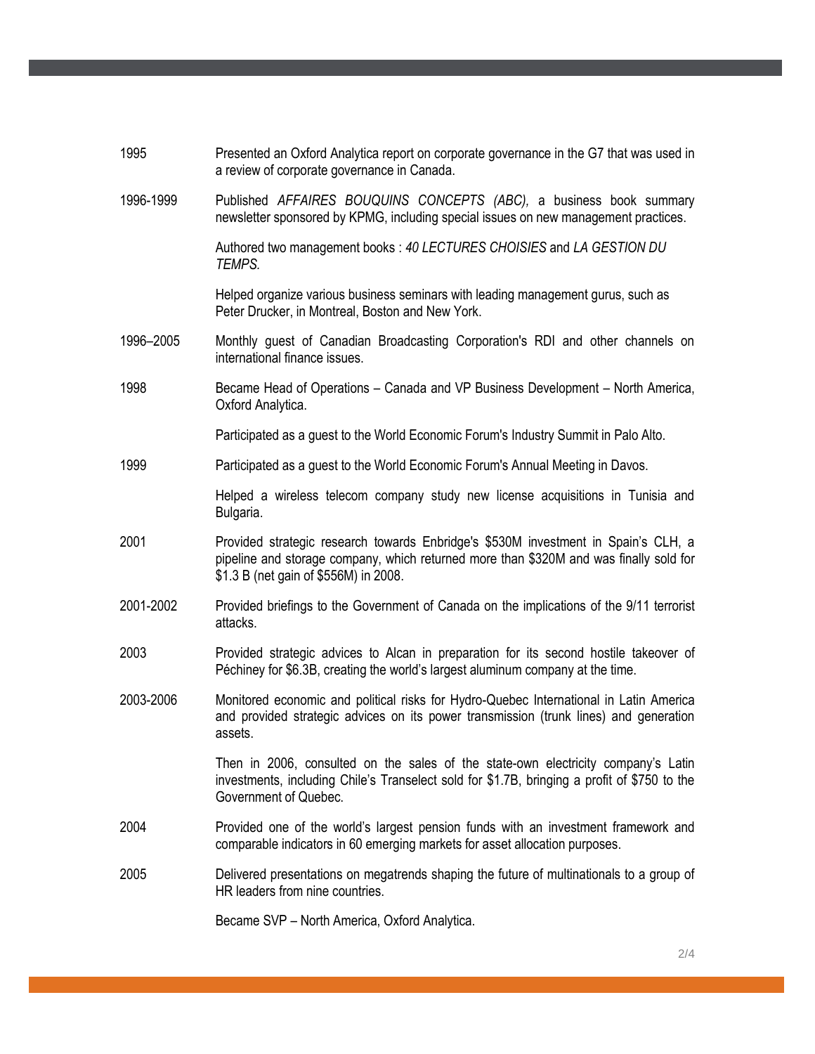| | |
|---|---|
| 1995 | Presented an Oxford Analytica report on corporate governance in the G7 that was used in a review of corporate governance in Canada. |
| 1996-1999 | Published *AFFAIRES BOUQUINS CONCEPTS (ABC),* a business book summary newsletter sponsored by KPMG, including special issues on new management practices. |
| | Authored two management books : *40 LECTURES CHOISIES* and *LA GESTION DU TEMPS.* |
| | Helped organize various business seminars with leading management gurus, such as Peter Drucker, in Montreal, Boston and New York. |
| 1996–2005 | Monthly guest of Canadian Broadcasting Corporation's RDI and other channels on international finance issues. |
| 1998 | Became Head of Operations – Canada and VP Business Development – North America, Oxford Analytica. |
| | Participated as a guest to the World Economic Forum's Industry Summit in Palo Alto. |
| 1999 | Participated as a guest to the World Economic Forum's Annual Meeting in Davos. |
| | Helped a wireless telecom company study new license acquisitions in Tunisia and Bulgaria. |
| 2001 | Provided strategic research towards Enbridge's $530M investment in Spain's CLH, a pipeline and storage company, which returned more than $320M and was finally sold for $1.3 B (net gain of $556M) in 2008. |
| 2001-2002 | Provided briefings to the Government of Canada on the implications of the 9/11 terrorist attacks. |
| 2003 | Provided strategic advices to Alcan in preparation for its second hostile takeover of Péchiney for $6.3B, creating the world's largest aluminum company at the time. |
| 2003-2006 | Monitored economic and political risks for Hydro-Quebec International in Latin America and provided strategic advices on its power transmission (trunk lines) and generation assets. |
| | Then in 2006, consulted on the sales of the state-own electricity company's Latin investments, including Chile's Transelect sold for $1.7B, bringing a profit of $750 to the Government of Quebec. |
| 2004 | Provided one of the world's largest pension funds with an investment framework and comparable indicators in 60 emerging markets for asset allocation purposes. |
| 2005 | Delivered presentations on megatrends shaping the future of multinationals to a group of HR leaders from nine countries. |
| | Became SVP – North America, Oxford Analytica. |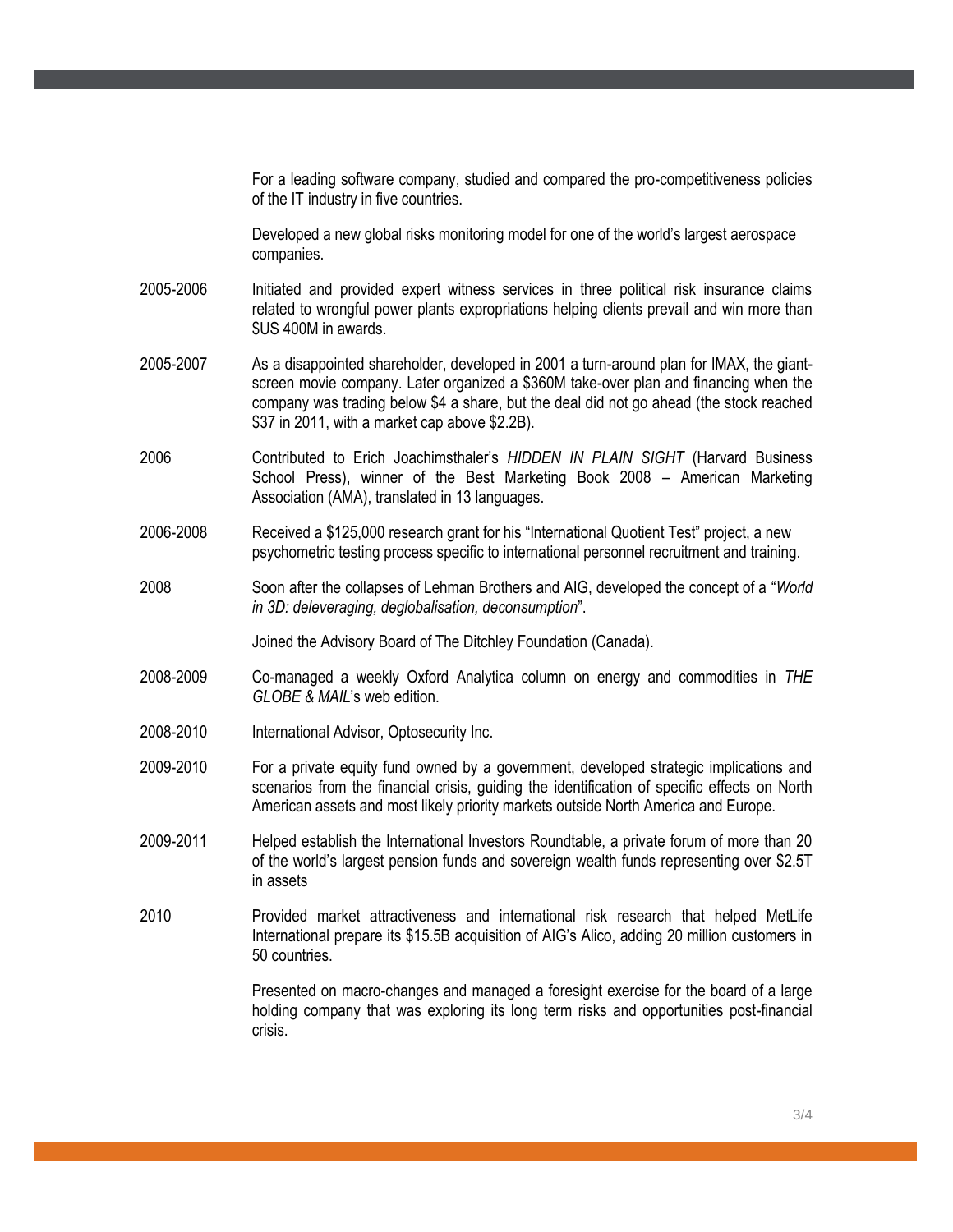For a leading software company, studied and compared the pro-competitiveness policies of the IT industry in five countries.

Developed a new global risks monitoring model for one of the world's largest aerospace companies.

| | |
|---|---|
| 2005-2006 | Initiated and provided expert witness services in three political risk insurance claims related to wrongful power plants expropriations helping clients prevail and win more than $US 400M in awards. |
| 2005-2007 | As a disappointed shareholder, developed in 2001 a turn-around plan for IMAX, the giant-screen movie company. Later organized a $360M take-over plan and financing when the company was trading below $4 a share, but the deal did not go ahead (the stock reached $37 in 2011, with a market cap above $2.2B). |
| 2006 | Contributed to Erich Joachimsthaler's *HIDDEN IN PLAIN SIGHT* (Harvard Business School Press), winner of the Best Marketing Book 2008 – American Marketing Association (AMA), translated in 13 languages. |
| 2006-2008 | Received a $125,000 research grant for his "International Quotient Test" project, a new psychometric testing process specific to international personnel recruitment and training. |
| 2008 | Soon after the collapses of Lehman Brothers and AIG, developed the concept of a "*World in 3D: deleveraging, deglobalisation, deconsumption*". |
| | Joined the Advisory Board of The Ditchley Foundation (Canada). |
| 2008-2009 | Co-managed a weekly Oxford Analytica column on energy and commodities in *THE GLOBE & MAIL*'s web edition. |
| 2008-2010 | International Advisor, Optosecurity Inc. |
| 2009-2010 | For a private equity fund owned by a government, developed strategic implications and scenarios from the financial crisis, guiding the identification of specific effects on North American assets and most likely priority markets outside North America and Europe. |
| 2009-2011 | Helped establish the International Investors Roundtable, a private forum of more than 20 of the world's largest pension funds and sovereign wealth funds representing over $2.5T in assets |
| 2010 | Provided market attractiveness and international risk research that helped MetLife International prepare its $15.5B acquisition of AIG's Alico, adding 20 million customers in 50 countries. |
| | Presented on macro-changes and managed a foresight exercise for the board of a large holding company that was exploring its long term risks and opportunities post-financial crisis. |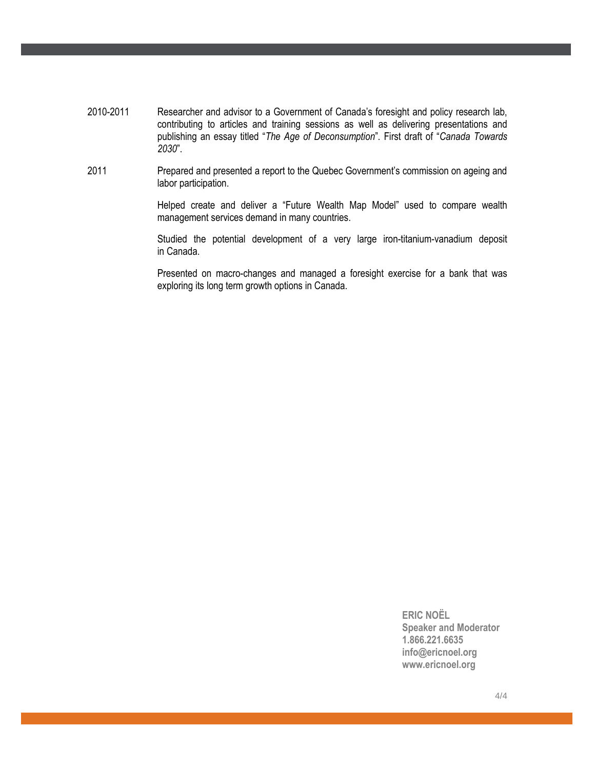2010-2011 Researcher and advisor to a Government of Canada's foresight and policy research lab, contributing to articles and training sessions as well as delivering presentations and publishing an essay titled "*The Age of Deconsumption*". First draft of "*Canada Towards 2030*".

2011 Prepared and presented a report to the Quebec Government's commission on ageing and labor participation.

Helped create and deliver a "Future Wealth Map Model" used to compare wealth management services demand in many countries.

Studied the potential development of a very large iron-titanium-vanadium deposit in Canada.

Presented on macro-changes and managed a foresight exercise for a bank that was exploring its long term growth options in Canada.

**ERIC NOËL**
**Speaker and Moderator**
**1.866.221.6635**
**info@ericnoel.org**
**www.ericnoel.org**